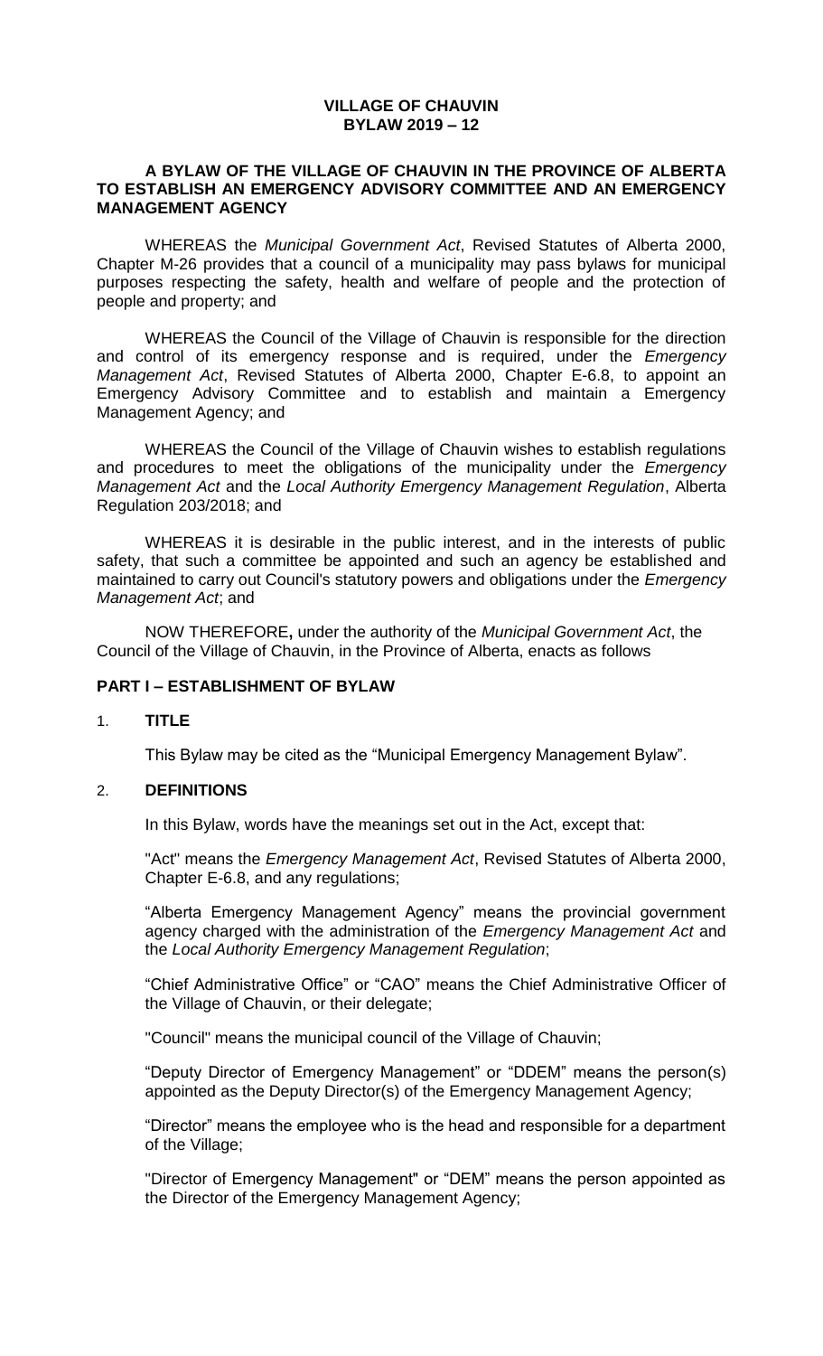# VILLAGE OF CHAUVIN
# BYLAW 2019 – 12

## A BYLAW OF THE VILLAGE OF CHAUVIN IN THE PROVINCE OF ALBERTA TO ESTABLISH AN EMERGENCY ADVISORY COMMITTEE AND AN EMERGENCY MANAGEMENT AGENCY

WHEREAS the *Municipal Government Act*, Revised Statutes of Alberta 2000, Chapter M-26 provides that a council of a municipality may pass bylaws for municipal purposes respecting the safety, health and welfare of people and the protection of people and property; and

WHEREAS the Council of the Village of Chauvin is responsible for the direction and control of its emergency response and is required, under the *Emergency Management Act*, Revised Statutes of Alberta 2000, Chapter E-6.8, to appoint an Emergency Advisory Committee and to establish and maintain a Emergency Management Agency; and

WHEREAS the Council of the Village of Chauvin wishes to establish regulations and procedures to meet the obligations of the municipality under the *Emergency Management Act* and the *Local Authority Emergency Management Regulation*, Alberta Regulation 203/2018; and

WHEREAS it is desirable in the public interest, and in the interests of public safety, that such a committee be appointed and such an agency be established and maintained to carry out Council's statutory powers and obligations under the *Emergency Management Act*; and

NOW THEREFORE**,** under the authority of the *Municipal Government Act*, the Council of the Village of Chauvin, in the Province of Alberta, enacts as follows

## PART I – ESTABLISHMENT OF BYLAW

### 1. TITLE

This Bylaw may be cited as the "Municipal Emergency Management Bylaw".

### 2. DEFINITIONS

In this Bylaw, words have the meanings set out in the Act, except that:

"Act" means the *Emergency Management Act*, Revised Statutes of Alberta 2000, Chapter E-6.8, and any regulations;

"Alberta Emergency Management Agency" means the provincial government agency charged with the administration of the *Emergency Management Act* and the *Local Authority Emergency Management Regulation*;

"Chief Administrative Office" or "CAO" means the Chief Administrative Officer of the Village of Chauvin, or their delegate;

"Council" means the municipal council of the Village of Chauvin;

"Deputy Director of Emergency Management" or "DDEM" means the person(s) appointed as the Deputy Director(s) of the Emergency Management Agency;

"Director" means the employee who is the head and responsible for a department of the Village;

"Director of Emergency Management" or "DEM" means the person appointed as the Director of the Emergency Management Agency;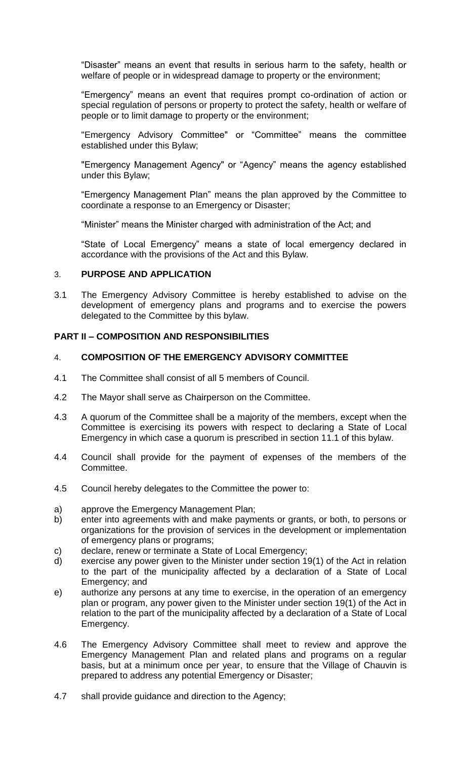"Disaster" means an event that results in serious harm to the safety, health or welfare of people or in widespread damage to property or the environment;

"Emergency" means an event that requires prompt co-ordination of action or special regulation of persons or property to protect the safety, health or welfare of people or to limit damage to property or the environment;

"Emergency Advisory Committee" or "Committee" means the committee established under this Bylaw;

"Emergency Management Agency" or "Agency" means the agency established under this Bylaw;

"Emergency Management Plan" means the plan approved by the Committee to coordinate a response to an Emergency or Disaster;

"Minister" means the Minister charged with administration of the Act; and

"State of Local Emergency" means a state of local emergency declared in accordance with the provisions of the Act and this Bylaw.

3. **PURPOSE AND APPLICATION**

3.1 The Emergency Advisory Committee is hereby established to advise on the development of emergency plans and programs and to exercise the powers delegated to the Committee by this bylaw.

## PART II – COMPOSITION AND RESPONSIBILITIES

4. **COMPOSITION OF THE EMERGENCY ADVISORY COMMITTEE**

4.1 The Committee shall consist of all 5 members of Council.

4.2 The Mayor shall serve as Chairperson on the Committee.

4.3 A quorum of the Committee shall be a majority of the members, except when the Committee is exercising its powers with respect to declaring a State of Local Emergency in which case a quorum is prescribed in section 11.1 of this bylaw.

4.4 Council shall provide for the payment of expenses of the members of the Committee.

4.5 Council hereby delegates to the Committee the power to:

a) approve the Emergency Management Plan;
b) enter into agreements with and make payments or grants, or both, to persons or organizations for the provision of services in the development or implementation of emergency plans or programs;
c) declare, renew or terminate a State of Local Emergency;
d) exercise any power given to the Minister under section 19(1) of the Act in relation to the part of the municipality affected by a declaration of a State of Local Emergency; and
e) authorize any persons at any time to exercise, in the operation of an emergency plan or program, any power given to the Minister under section 19(1) of the Act in relation to the part of the municipality affected by a declaration of a State of Local Emergency.

4.6 The Emergency Advisory Committee shall meet to review and approve the Emergency Management Plan and related plans and programs on a regular basis, but at a minimum once per year, to ensure that the Village of Chauvin is prepared to address any potential Emergency or Disaster;

4.7 shall provide guidance and direction to the Agency;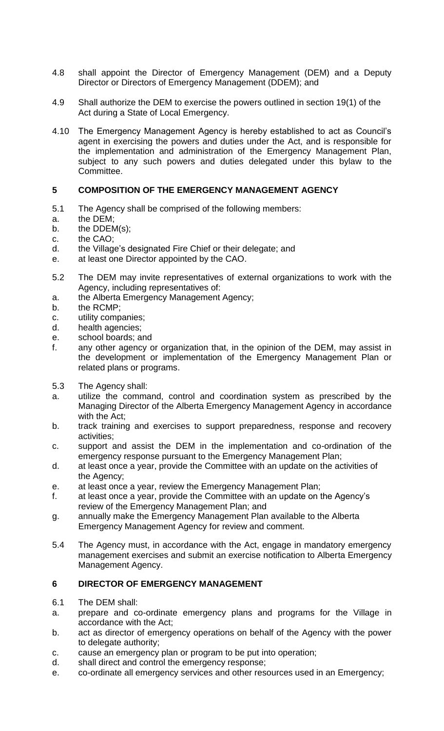4.8 shall appoint the Director of Emergency Management (DEM) and a Deputy Director or Directors of Emergency Management (DDEM); and

4.9 Shall authorize the DEM to exercise the powers outlined in section 19(1) of the Act during a State of Local Emergency.

4.10 The Emergency Management Agency is hereby established to act as Council's agent in exercising the powers and duties under the Act, and is responsible for the implementation and administration of the Emergency Management Plan, subject to any such powers and duties delegated under this bylaw to the Committee.

## 5 COMPOSITION OF THE EMERGENCY MANAGEMENT AGENCY

5.1 The Agency shall be comprised of the following members:

a. the DEM;
b. the DDEM(s);
c. the CAO;
d. the Village's designated Fire Chief or their delegate; and
e. at least one Director appointed by the CAO.

5.2 The DEM may invite representatives of external organizations to work with the Agency, including representatives of:

a. the Alberta Emergency Management Agency;
b. the RCMP;
c. utility companies;
d. health agencies;
e. school boards; and
f. any other agency or organization that, in the opinion of the DEM, may assist in the development or implementation of the Emergency Management Plan or related plans or programs.

5.3 The Agency shall:

a. utilize the command, control and coordination system as prescribed by the Managing Director of the Alberta Emergency Management Agency in accordance with the Act;
b. track training and exercises to support preparedness, response and recovery activities;
c. support and assist the DEM in the implementation and co-ordination of the emergency response pursuant to the Emergency Management Plan;
d. at least once a year, provide the Committee with an update on the activities of the Agency;
e. at least once a year, review the Emergency Management Plan;
f. at least once a year, provide the Committee with an update on the Agency's review of the Emergency Management Plan; and
g. annually make the Emergency Management Plan available to the Alberta Emergency Management Agency for review and comment.

5.4 The Agency must, in accordance with the Act, engage in mandatory emergency management exercises and submit an exercise notification to Alberta Emergency Management Agency.

## 6 DIRECTOR OF EMERGENCY MANAGEMENT

6.1 The DEM shall:

a. prepare and co-ordinate emergency plans and programs for the Village in accordance with the Act;
b. act as director of emergency operations on behalf of the Agency with the power to delegate authority;
c. cause an emergency plan or program to be put into operation;
d. shall direct and control the emergency response;
e. co-ordinate all emergency services and other resources used in an Emergency;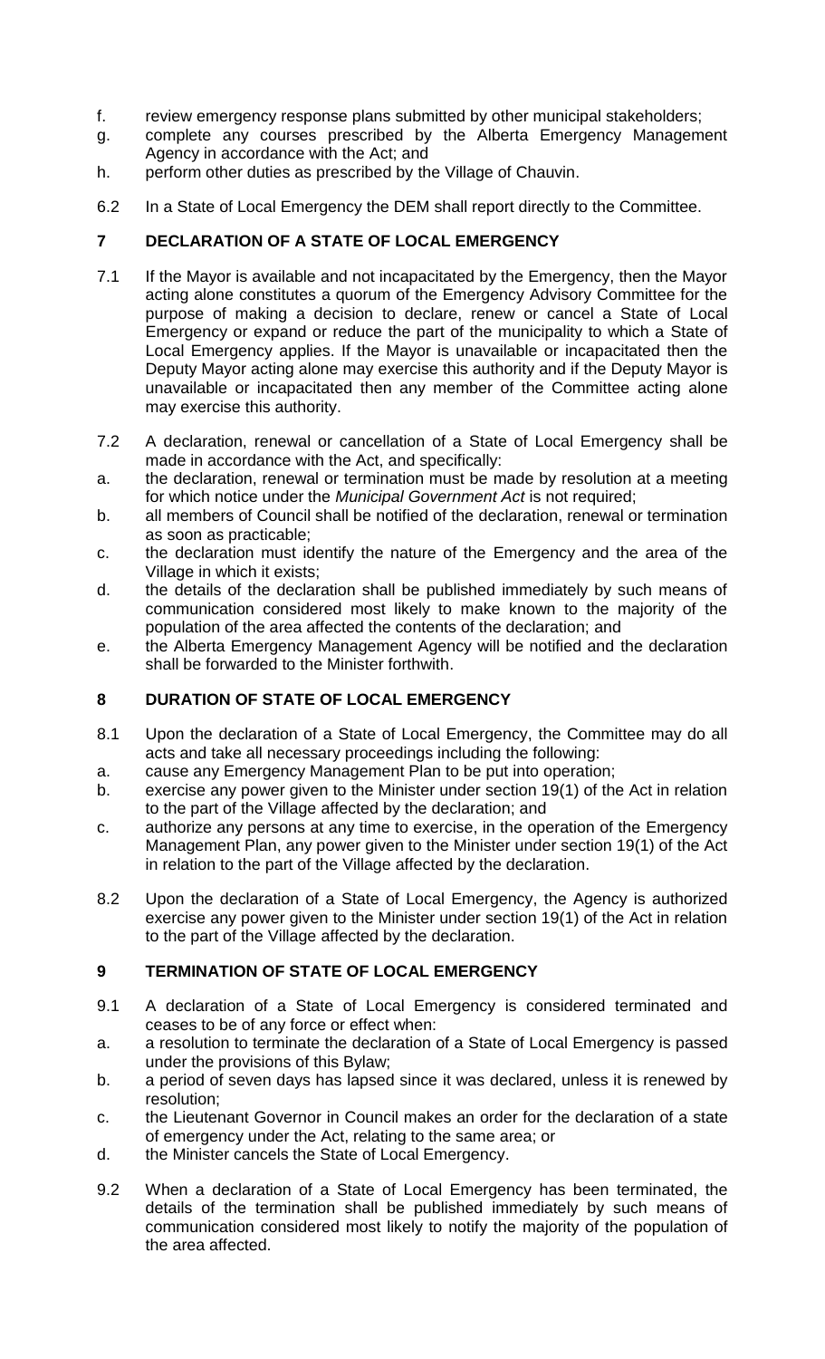f. review emergency response plans submitted by other municipal stakeholders;
g. complete any courses prescribed by the Alberta Emergency Management Agency in accordance with the Act; and
h. perform other duties as prescribed by the Village of Chauvin.

6.2 In a State of Local Emergency the DEM shall report directly to the Committee.

## 7 DECLARATION OF A STATE OF LOCAL EMERGENCY

7.1 If the Mayor is available and not incapacitated by the Emergency, then the Mayor acting alone constitutes a quorum of the Emergency Advisory Committee for the purpose of making a decision to declare, renew or cancel a State of Local Emergency or expand or reduce the part of the municipality to which a State of Local Emergency applies. If the Mayor is unavailable or incapacitated then the Deputy Mayor acting alone may exercise this authority and if the Deputy Mayor is unavailable or incapacitated then any member of the Committee acting alone may exercise this authority.

7.2 A declaration, renewal or cancellation of a State of Local Emergency shall be made in accordance with the Act, and specifically:

a. the declaration, renewal or termination must be made by resolution at a meeting for which notice under the *Municipal Government Act* is not required;
b. all members of Council shall be notified of the declaration, renewal or termination as soon as practicable;
c. the declaration must identify the nature of the Emergency and the area of the Village in which it exists;
d. the details of the declaration shall be published immediately by such means of communication considered most likely to make known to the majority of the population of the area affected the contents of the declaration; and
e. the Alberta Emergency Management Agency will be notified and the declaration shall be forwarded to the Minister forthwith.

## 8 DURATION OF STATE OF LOCAL EMERGENCY

8.1 Upon the declaration of a State of Local Emergency, the Committee may do all acts and take all necessary proceedings including the following:

a. cause any Emergency Management Plan to be put into operation;
b. exercise any power given to the Minister under section 19(1) of the Act in relation to the part of the Village affected by the declaration; and
c. authorize any persons at any time to exercise, in the operation of the Emergency Management Plan, any power given to the Minister under section 19(1) of the Act in relation to the part of the Village affected by the declaration.

8.2 Upon the declaration of a State of Local Emergency, the Agency is authorized exercise any power given to the Minister under section 19(1) of the Act in relation to the part of the Village affected by the declaration.

## 9 TERMINATION OF STATE OF LOCAL EMERGENCY

9.1 A declaration of a State of Local Emergency is considered terminated and ceases to be of any force or effect when:

a. a resolution to terminate the declaration of a State of Local Emergency is passed under the provisions of this Bylaw;
b. a period of seven days has lapsed since it was declared, unless it is renewed by resolution;
c. the Lieutenant Governor in Council makes an order for the declaration of a state of emergency under the Act, relating to the same area; or
d. the Minister cancels the State of Local Emergency.

9.2 When a declaration of a State of Local Emergency has been terminated, the details of the termination shall be published immediately by such means of communication considered most likely to notify the majority of the population of the area affected.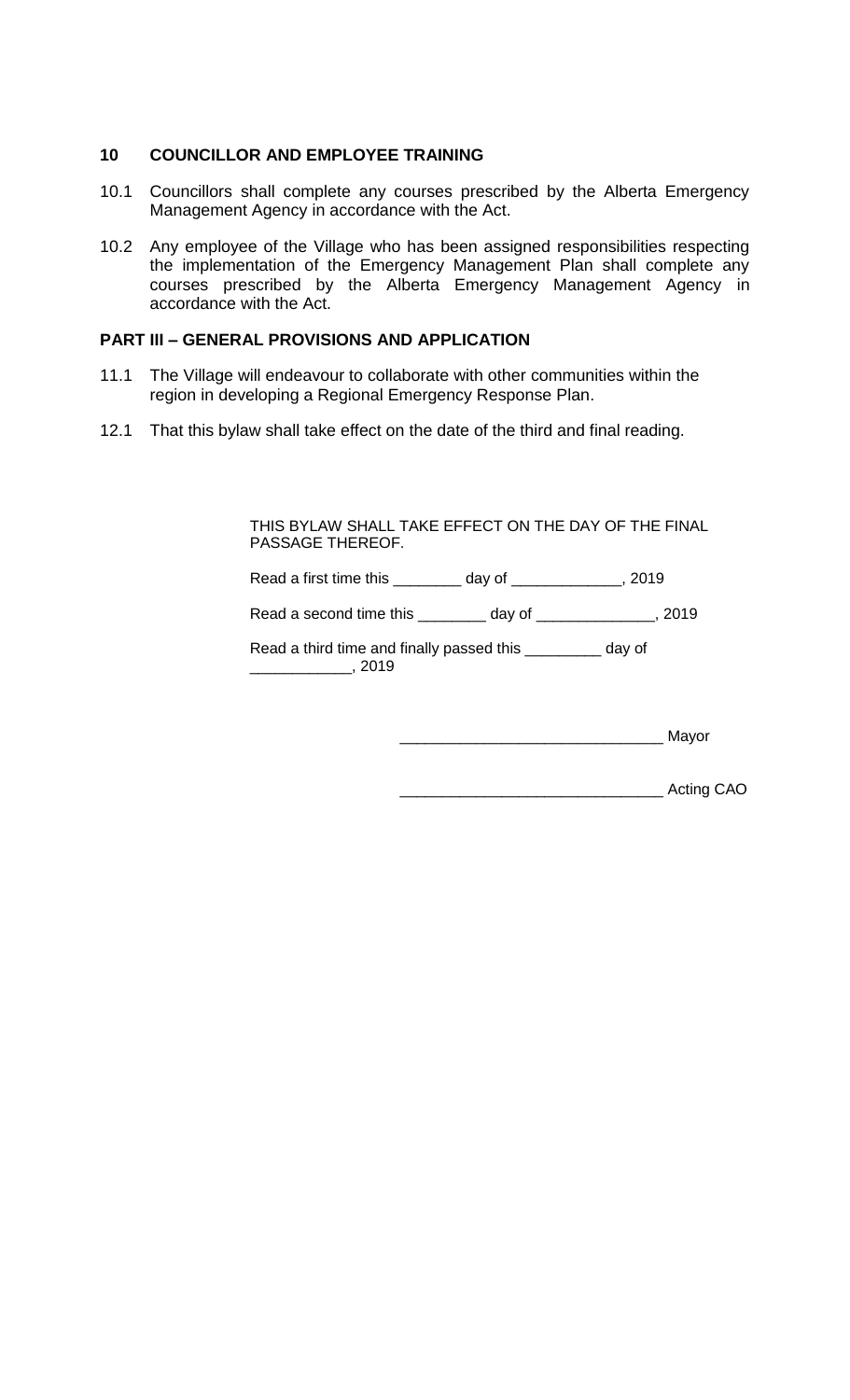## 10 COUNCILLOR AND EMPLOYEE TRAINING

10.1 Councillors shall complete any courses prescribed by the Alberta Emergency Management Agency in accordance with the Act.

10.2 Any employee of the Village who has been assigned responsibilities respecting the implementation of the Emergency Management Plan shall complete any courses prescribed by the Alberta Emergency Management Agency in accordance with the Act.

## PART III – GENERAL PROVISIONS AND APPLICATION

11.1 The Village will endeavour to collaborate with other communities within the region in developing a Regional Emergency Response Plan.

12.1 That this bylaw shall take effect on the date of the third and final reading.

THIS BYLAW SHALL TAKE EFFECT ON THE DAY OF THE FINAL PASSAGE THEREOF.

Read a first time this ________ day of _____________, 2019

Read a second time this ________ day of ______________, 2019

Read a third time and finally passed this _________ day of ____________, 2019

______________________________ Mayor

______________________________ Acting CAO